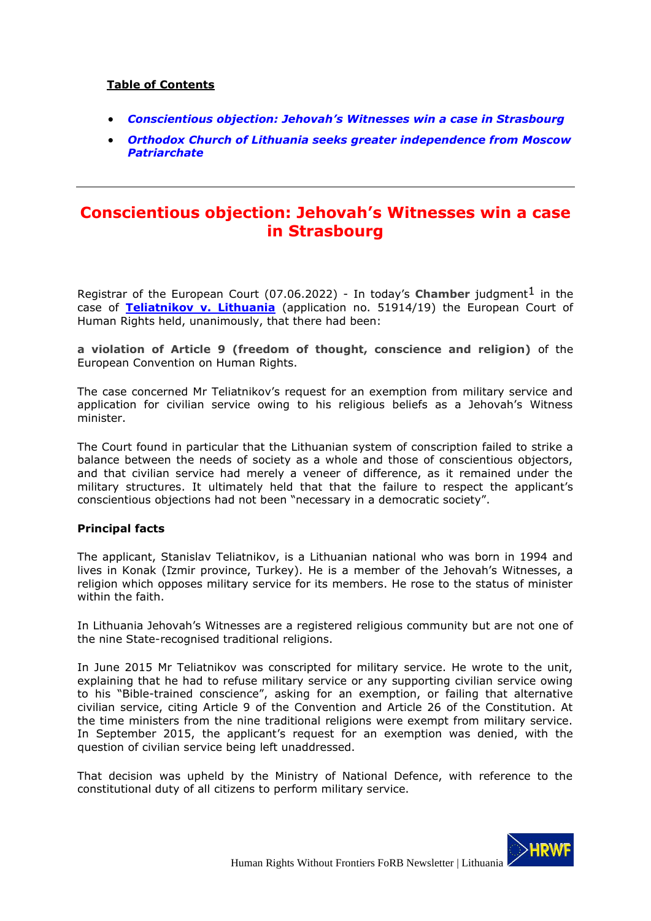**Table of Contents**

- ***Conscientious objection: Jehovah's Witnesses win a case in Strasbourg***
- ***Orthodox Church of Lithuania seeks greater independence from Moscow Patriarchate***

---

# Conscientious objection: Jehovah's Witnesses win a case in Strasbourg

Registrar of the European Court (07.06.2022) - In today's **Chamber** judgment[1] in the case of **Teliatnikov v. Lithuania** (application no. 51914/19) the European Court of Human Rights held, unanimously, that there had been:

**a violation of Article 9 (freedom of thought, conscience and religion)** of the European Convention on Human Rights.

The case concerned Mr Teliatnikov's request for an exemption from military service and application for civilian service owing to his religious beliefs as a Jehovah's Witness minister.

The Court found in particular that the Lithuanian system of conscription failed to strike a balance between the needs of society as a whole and those of conscientious objectors, and that civilian service had merely a veneer of difference, as it remained under the military structures. It ultimately held that that the failure to respect the applicant's conscientious objections had not been "necessary in a democratic society".

**Principal facts**

The applicant, Stanislav Teliatnikov, is a Lithuanian national who was born in 1994 and lives in Konak (Izmir province, Turkey). He is a member of the Jehovah's Witnesses, a religion which opposes military service for its members. He rose to the status of minister within the faith.

In Lithuania Jehovah's Witnesses are a registered religious community but are not one of the nine State-recognised traditional religions.

In June 2015 Mr Teliatnikov was conscripted for military service. He wrote to the unit, explaining that he had to refuse military service or any supporting civilian service owing to his "Bible-trained conscience", asking for an exemption, or failing that alternative civilian service, citing Article 9 of the Convention and Article 26 of the Constitution. At the time ministers from the nine traditional religions were exempt from military service. In September 2015, the applicant's request for an exemption was denied, with the question of civilian service being left unaddressed.

That decision was upheld by the Ministry of National Defence, with reference to the constitutional duty of all citizens to perform military service.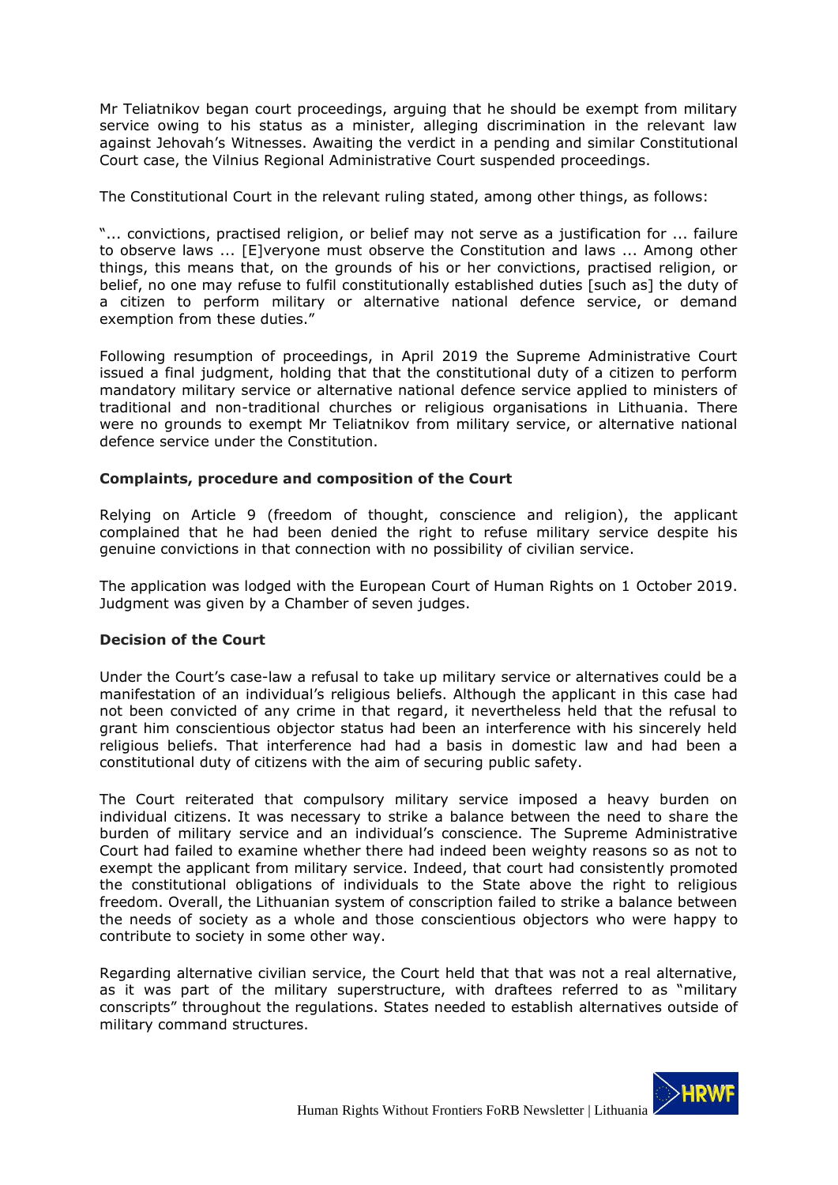Mr Teliatnikov began court proceedings, arguing that he should be exempt from military service owing to his status as a minister, alleging discrimination in the relevant law against Jehovah's Witnesses. Awaiting the verdict in a pending and similar Constitutional Court case, the Vilnius Regional Administrative Court suspended proceedings.

The Constitutional Court in the relevant ruling stated, among other things, as follows:

"... convictions, practised religion, or belief may not serve as a justification for ... failure to observe laws ... [E]veryone must observe the Constitution and laws ... Among other things, this means that, on the grounds of his or her convictions, practised religion, or belief, no one may refuse to fulfil constitutionally established duties [such as] the duty of a citizen to perform military or alternative national defence service, or demand exemption from these duties."

Following resumption of proceedings, in April 2019 the Supreme Administrative Court issued a final judgment, holding that that the constitutional duty of a citizen to perform mandatory military service or alternative national defence service applied to ministers of traditional and non-traditional churches or religious organisations in Lithuania. There were no grounds to exempt Mr Teliatnikov from military service, or alternative national defence service under the Constitution.

**Complaints, procedure and composition of the Court**

Relying on Article 9 (freedom of thought, conscience and religion), the applicant complained that he had been denied the right to refuse military service despite his genuine convictions in that connection with no possibility of civilian service.

The application was lodged with the European Court of Human Rights on 1 October 2019. Judgment was given by a Chamber of seven judges.

**Decision of the Court**

Under the Court's case-law a refusal to take up military service or alternatives could be a manifestation of an individual's religious beliefs. Although the applicant in this case had not been convicted of any crime in that regard, it nevertheless held that the refusal to grant him conscientious objector status had been an interference with his sincerely held religious beliefs. That interference had had a basis in domestic law and had been a constitutional duty of citizens with the aim of securing public safety.

The Court reiterated that compulsory military service imposed a heavy burden on individual citizens. It was necessary to strike a balance between the need to share the burden of military service and an individual's conscience. The Supreme Administrative Court had failed to examine whether there had indeed been weighty reasons so as not to exempt the applicant from military service. Indeed, that court had consistently promoted the constitutional obligations of individuals to the State above the right to religious freedom. Overall, the Lithuanian system of conscription failed to strike a balance between the needs of society as a whole and those conscientious objectors who were happy to contribute to society in some other way.

Regarding alternative civilian service, the Court held that that was not a real alternative, as it was part of the military superstructure, with draftees referred to as "military conscripts" throughout the regulations. States needed to establish alternatives outside of military command structures.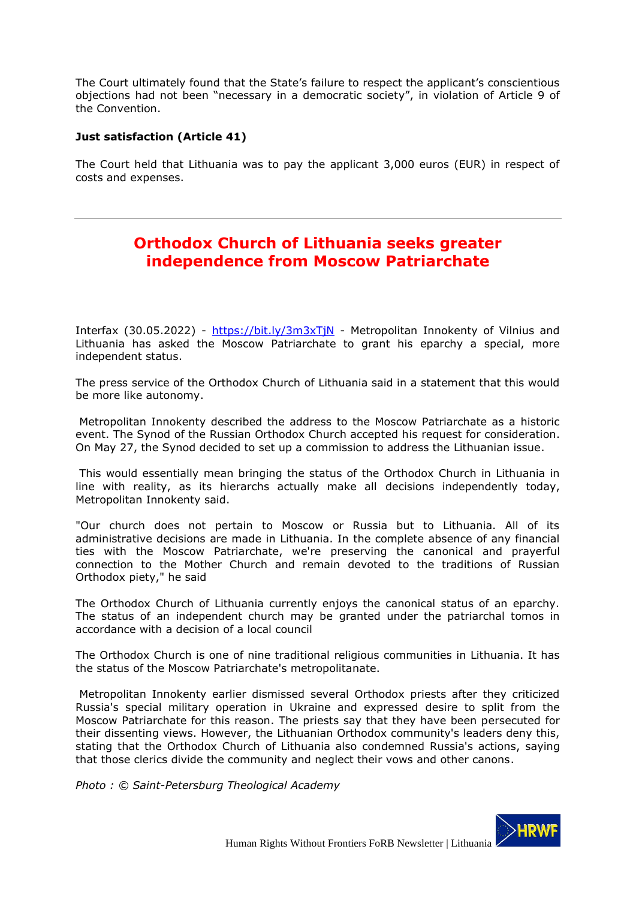The Court ultimately found that the State's failure to respect the applicant's conscientious objections had not been "necessary in a democratic society", in violation of Article 9 of the Convention.

**Just satisfaction (Article 41)**

The Court held that Lithuania was to pay the applicant 3,000 euros (EUR) in respect of costs and expenses.

---

## Orthodox Church of Lithuania seeks greater independence from Moscow Patriarchate

Interfax (30.05.2022) - https://bit.ly/3m3xTjN - Metropolitan Innokenty of Vilnius and Lithuania has asked the Moscow Patriarchate to grant his eparchy a special, more independent status.

The press service of the Orthodox Church of Lithuania said in a statement that this would be more like autonomy.

Metropolitan Innokenty described the address to the Moscow Patriarchate as a historic event. The Synod of the Russian Orthodox Church accepted his request for consideration. On May 27, the Synod decided to set up a commission to address the Lithuanian issue.

This would essentially mean bringing the status of the Orthodox Church in Lithuania in line with reality, as its hierarchs actually make all decisions independently today, Metropolitan Innokenty said.

"Our church does not pertain to Moscow or Russia but to Lithuania. All of its administrative decisions are made in Lithuania. In the complete absence of any financial ties with the Moscow Patriarchate, we're preserving the canonical and prayerful connection to the Mother Church and remain devoted to the traditions of Russian Orthodox piety," he said

The Orthodox Church of Lithuania currently enjoys the canonical status of an eparchy. The status of an independent church may be granted under the patriarchal tomos in accordance with a decision of a local council

The Orthodox Church is one of nine traditional religious communities in Lithuania. It has the status of the Moscow Patriarchate's metropolitanate.

Metropolitan Innokenty earlier dismissed several Orthodox priests after they criticized Russia's special military operation in Ukraine and expressed desire to split from the Moscow Patriarchate for this reason. The priests say that they have been persecuted for their dissenting views. However, the Lithuanian Orthodox community's leaders deny this, stating that the Orthodox Church of Lithuania also condemned Russia's actions, saying that those clerics divide the community and neglect their vows and other canons.

*Photo : © Saint-Petersburg Theological Academy*